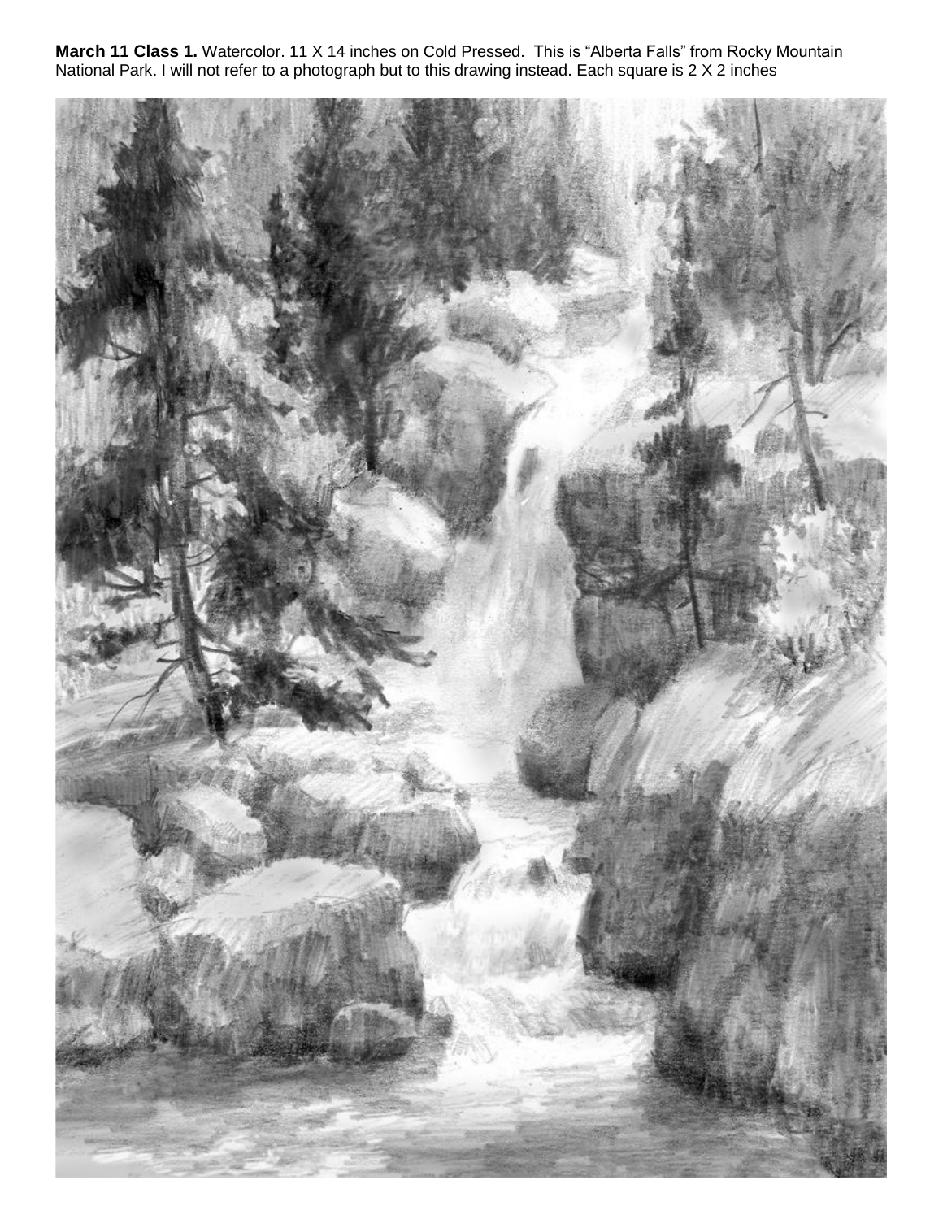**March 11 Class 1.** Watercolor. 11 X 14 inches on Cold Pressed. This is "Alberta Falls" from Rocky Mountain National Park. I will not refer to a photograph but to this drawing instead. Each square is 2 X 2 inches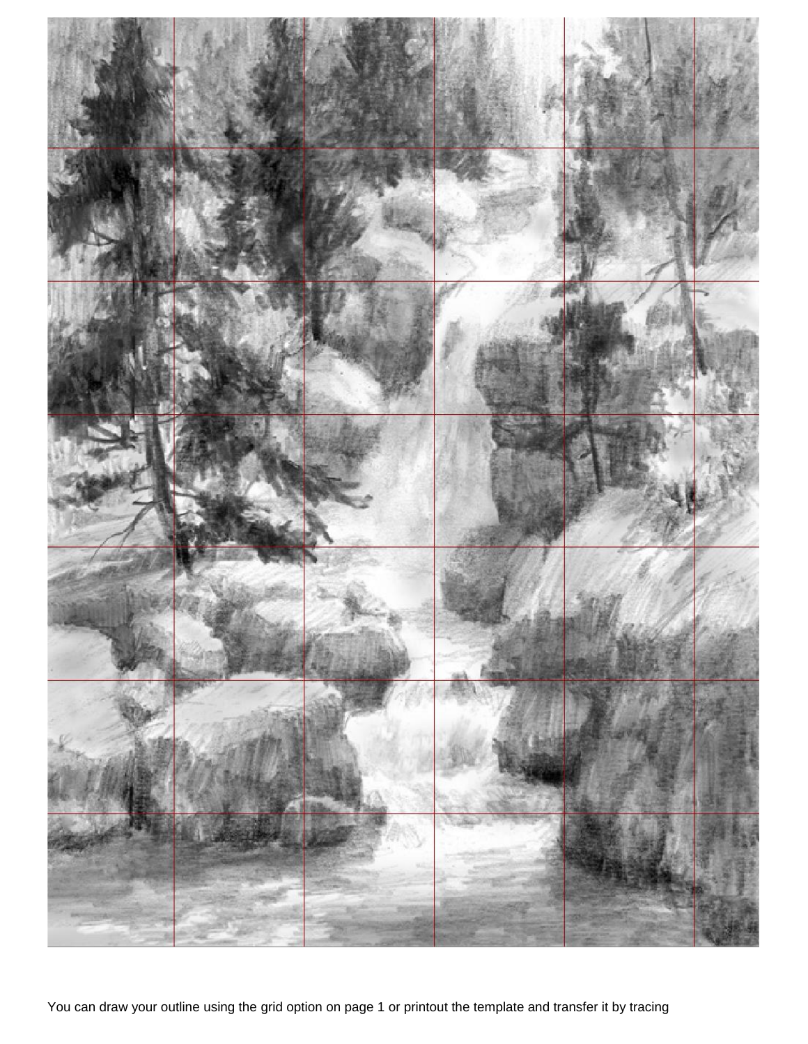You can draw your outline using the grid option on page 1 or printout the template and transfer it by tracing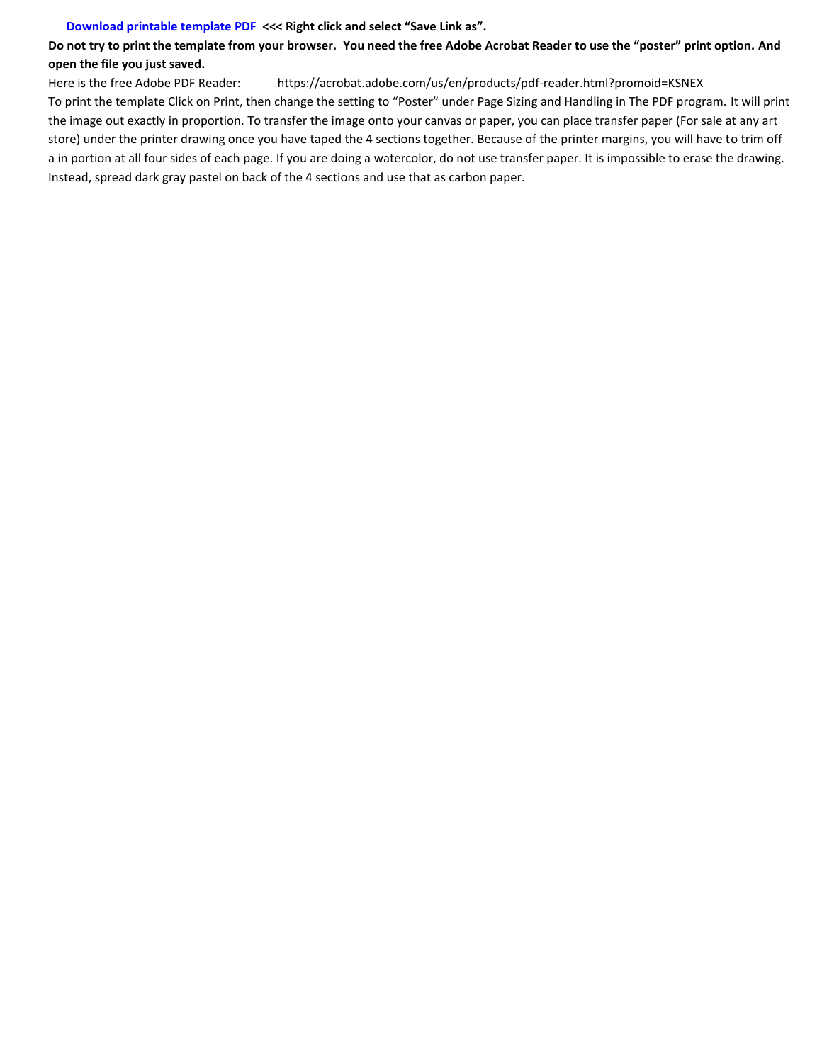[Download printable template PDF](#) **<<< Right click and select "Save Link as".**

**Do not try to print the template from your browser. You need the free Adobe Acrobat Reader to use the "poster" print option. And open the file you just saved.**

Here is the free Adobe PDF Reader: https://acrobat.adobe.com/us/en/products/pdf-reader.html?promoid=KSNEX

To print the template Click on Print, then change the setting to "Poster" under Page Sizing and Handling in The PDF program. It will print the image out exactly in proportion. To transfer the image onto your canvas or paper, you can place transfer paper (For sale at any art store) under the printer drawing once you have taped the 4 sections together. Because of the printer margins, you will have to trim off a in portion at all four sides of each page. If you are doing a watercolor, do not use transfer paper. It is impossible to erase the drawing. Instead, spread dark gray pastel on back of the 4 sections and use that as carbon paper.